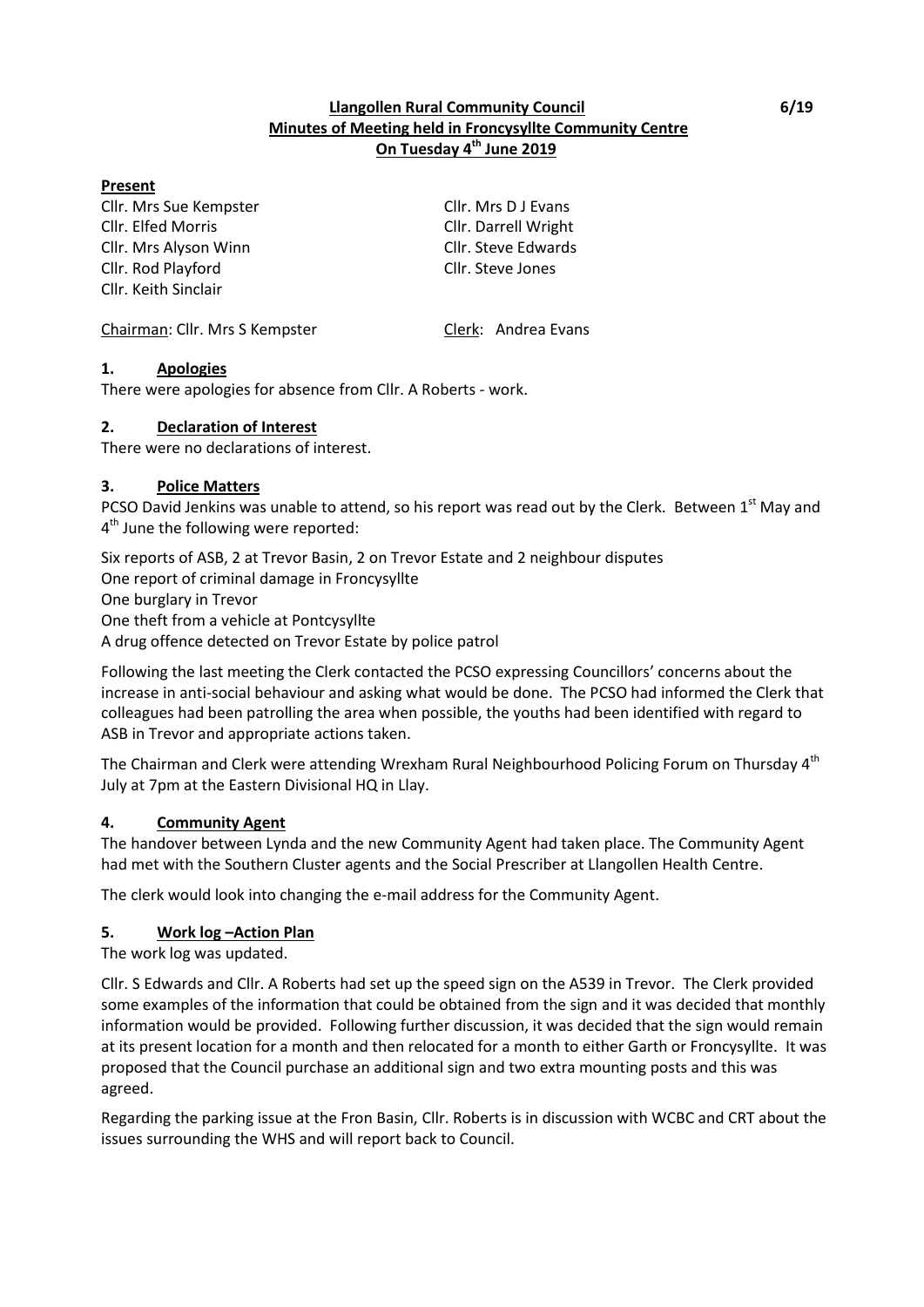# Llangollen Rural Community Council

6/19

## Minutes of Meeting held in Froncysyllte Community Centre

## On Tuesday 4th June 2019

**Present**

Cllr. Mrs Sue Kempster
Cllr. Elfed Morris
Cllr. Mrs Alyson Winn
Cllr. Rod Playford
Cllr. Keith Sinclair
Cllr. Mrs D J Evans
Cllr. Darrell Wright
Cllr. Steve Edwards
Cllr. Steve Jones

Chairman: Cllr. Mrs S Kempster

Clerk: Andrea Evans

### 1. Apologies

There were apologies for absence from Cllr. A Roberts - work.

### 2. Declaration of Interest

There were no declarations of interest.

### 3. Police Matters

PCSO David Jenkins was unable to attend, so his report was read out by the Clerk. Between 1st May and 4th June the following were reported:

Six reports of ASB, 2 at Trevor Basin, 2 on Trevor Estate and 2 neighbour disputes
One report of criminal damage in Froncysyllte
One burglary in Trevor
One theft from a vehicle at Pontcysyllte
A drug offence detected on Trevor Estate by police patrol

Following the last meeting the Clerk contacted the PCSO expressing Councillors' concerns about the increase in anti-social behaviour and asking what would be done. The PCSO had informed the Clerk that colleagues had been patrolling the area when possible, the youths had been identified with regard to ASB in Trevor and appropriate actions taken.

The Chairman and Clerk were attending Wrexham Rural Neighbourhood Policing Forum on Thursday 4th July at 7pm at the Eastern Divisional HQ in Llay.

### 4. Community Agent

The handover between Lynda and the new Community Agent had taken place. The Community Agent had met with the Southern Cluster agents and the Social Prescriber at Llangollen Health Centre.

The clerk would look into changing the e-mail address for the Community Agent.

### 5. Work log –Action Plan

The work log was updated.

Cllr. S Edwards and Cllr. A Roberts had set up the speed sign on the A539 in Trevor. The Clerk provided some examples of the information that could be obtained from the sign and it was decided that monthly information would be provided. Following further discussion, it was decided that the sign would remain at its present location for a month and then relocated for a month to either Garth or Froncysyllte. It was proposed that the Council purchase an additional sign and two extra mounting posts and this was agreed.

Regarding the parking issue at the Fron Basin, Cllr. Roberts is in discussion with WCBC and CRT about the issues surrounding the WHS and will report back to Council.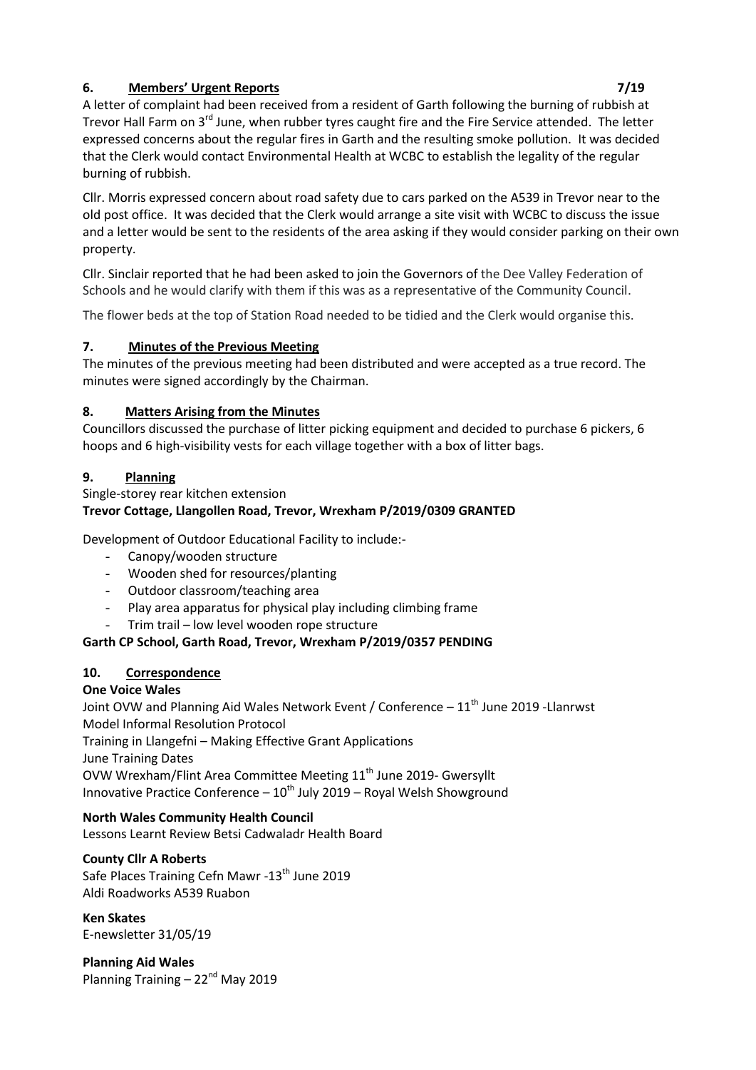## 6. Members' Urgent Reports 7/19

A letter of complaint had been received from a resident of Garth following the burning of rubbish at Trevor Hall Farm on 3rd June, when rubber tyres caught fire and the Fire Service attended. The letter expressed concerns about the regular fires in Garth and the resulting smoke pollution. It was decided that the Clerk would contact Environmental Health at WCBC to establish the legality of the regular burning of rubbish.

Cllr. Morris expressed concern about road safety due to cars parked on the A539 in Trevor near to the old post office. It was decided that the Clerk would arrange a site visit with WCBC to discuss the issue and a letter would be sent to the residents of the area asking if they would consider parking on their own property.

Cllr. Sinclair reported that he had been asked to join the Governors of the Dee Valley Federation of Schools and he would clarify with them if this was as a representative of the Community Council.

The flower beds at the top of Station Road needed to be tidied and the Clerk would organise this.

## 7. Minutes of the Previous Meeting

The minutes of the previous meeting had been distributed and were accepted as a true record. The minutes were signed accordingly by the Chairman.

## 8. Matters Arising from the Minutes

Councillors discussed the purchase of litter picking equipment and decided to purchase 6 pickers, 6 hoops and 6 high-visibility vests for each village together with a box of litter bags.

## 9. Planning

Single-storey rear kitchen extension

**Trevor Cottage, Llangollen Road, Trevor, Wrexham P/2019/0309 GRANTED**

Development of Outdoor Educational Facility to include:-

- Canopy/wooden structure
- Wooden shed for resources/planting
- Outdoor classroom/teaching area
- Play area apparatus for physical play including climbing frame
- Trim trail – low level wooden rope structure

**Garth CP School, Garth Road, Trevor, Wrexham P/2019/0357 PENDING**

## 10. Correspondence

**One Voice Wales**

Joint OVW and Planning Aid Wales Network Event / Conference – 11th June 2019 -Llanrwst
Model Informal Resolution Protocol
Training in Llangefni – Making Effective Grant Applications
June Training Dates
OVW Wrexham/Flint Area Committee Meeting 11th June 2019- Gwersyllt
Innovative Practice Conference – 10th July 2019 – Royal Welsh Showground

**North Wales Community Health Council**

Lessons Learnt Review Betsi Cadwaladr Health Board

**County Cllr A Roberts**

Safe Places Training Cefn Mawr -13th June 2019
Aldi Roadworks A539 Ruabon

**Ken Skates**

E-newsletter 31/05/19

**Planning Aid Wales**

Planning Training – 22nd May 2019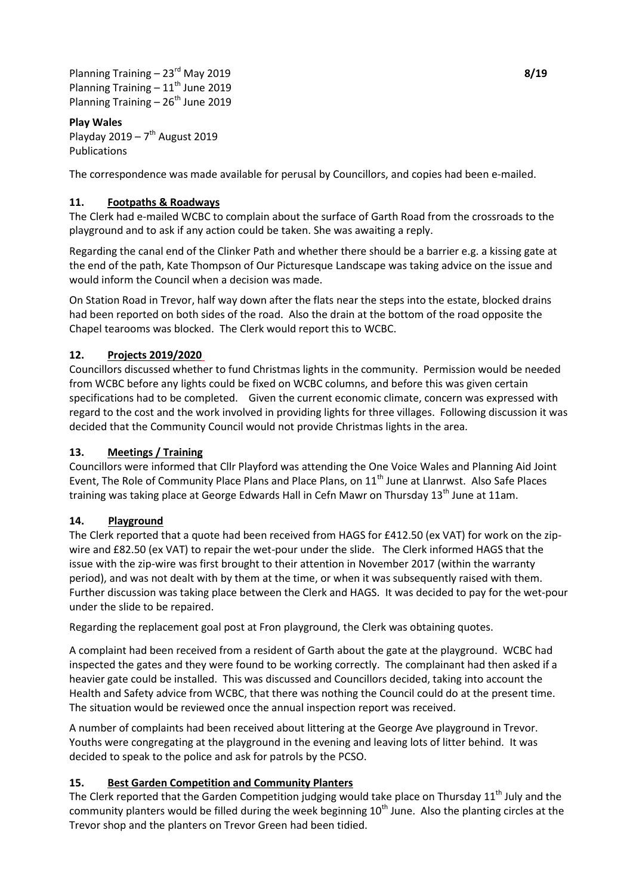Planning Training – 23rd May 2019
Planning Training – 11th June 2019
Planning Training – 26th June 2019

**Play Wales**
Playday 2019 – 7th August 2019
Publications

The correspondence was made available for perusal by Councillors, and copies had been e-mailed.

## 11. Footpaths & Roadways

The Clerk had e-mailed WCBC to complain about the surface of Garth Road from the crossroads to the playground and to ask if any action could be taken. She was awaiting a reply.

Regarding the canal end of the Clinker Path and whether there should be a barrier e.g. a kissing gate at the end of the path, Kate Thompson of Our Picturesque Landscape was taking advice on the issue and would inform the Council when a decision was made.

On Station Road in Trevor, half way down after the flats near the steps into the estate, blocked drains had been reported on both sides of the road. Also the drain at the bottom of the road opposite the Chapel tearooms was blocked. The Clerk would report this to WCBC.

## 12. Projects 2019/2020

Councillors discussed whether to fund Christmas lights in the community. Permission would be needed from WCBC before any lights could be fixed on WCBC columns, and before this was given certain specifications had to be completed. Given the current economic climate, concern was expressed with regard to the cost and the work involved in providing lights for three villages. Following discussion it was decided that the Community Council would not provide Christmas lights in the area.

## 13. Meetings / Training

Councillors were informed that Cllr Playford was attending the One Voice Wales and Planning Aid Joint Event, The Role of Community Place Plans and Place Plans, on 11th June at Llanrwst. Also Safe Places training was taking place at George Edwards Hall in Cefn Mawr on Thursday 13th June at 11am.

## 14. Playground

The Clerk reported that a quote had been received from HAGS for £412.50 (ex VAT) for work on the zip-wire and £82.50 (ex VAT) to repair the wet-pour under the slide. The Clerk informed HAGS that the issue with the zip-wire was first brought to their attention in November 2017 (within the warranty period), and was not dealt with by them at the time, or when it was subsequently raised with them. Further discussion was taking place between the Clerk and HAGS. It was decided to pay for the wet-pour under the slide to be repaired.

Regarding the replacement goal post at Fron playground, the Clerk was obtaining quotes.

A complaint had been received from a resident of Garth about the gate at the playground. WCBC had inspected the gates and they were found to be working correctly. The complainant had then asked if a heavier gate could be installed. This was discussed and Councillors decided, taking into account the Health and Safety advice from WCBC, that there was nothing the Council could do at the present time. The situation would be reviewed once the annual inspection report was received.

A number of complaints had been received about littering at the George Ave playground in Trevor. Youths were congregating at the playground in the evening and leaving lots of litter behind. It was decided to speak to the police and ask for patrols by the PCSO.

## 15. Best Garden Competition and Community Planters

The Clerk reported that the Garden Competition judging would take place on Thursday 11th July and the community planters would be filled during the week beginning 10th June. Also the planting circles at the Trevor shop and the planters on Trevor Green had been tidied.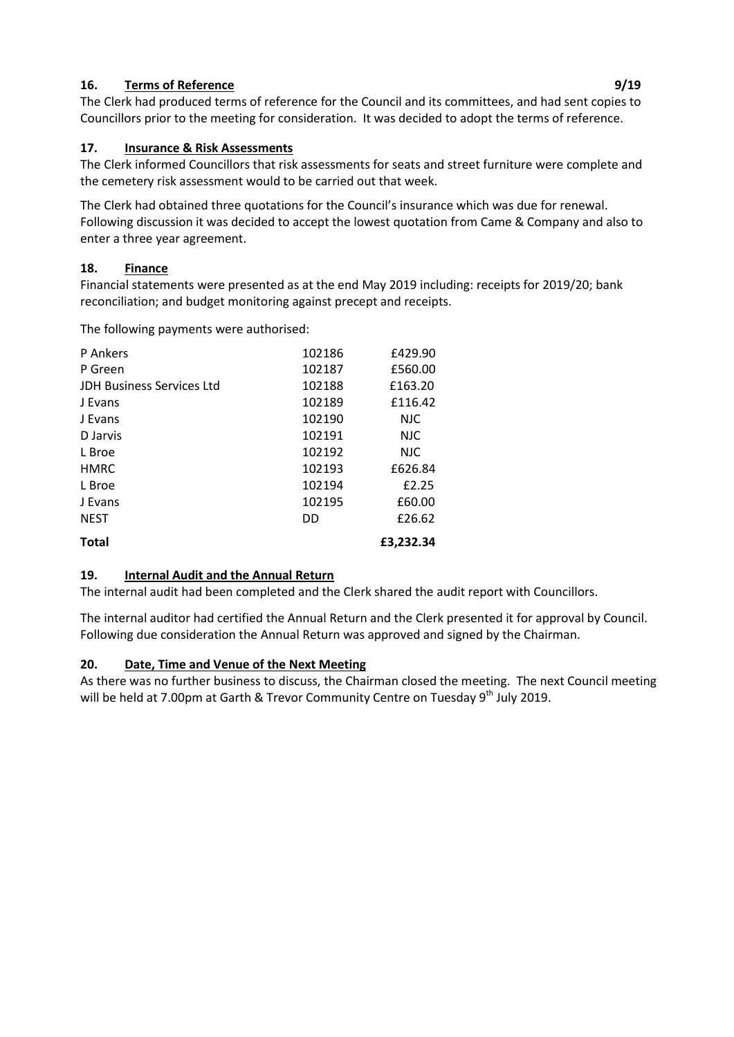## 16. Terms of Reference

9/19

The Clerk had produced terms of reference for the Council and its committees, and had sent copies to Councillors prior to the meeting for consideration. It was decided to adopt the terms of reference.

## 17. Insurance & Risk Assessments

The Clerk informed Councillors that risk assessments for seats and street furniture were complete and the cemetery risk assessment would to be carried out that week.

The Clerk had obtained three quotations for the Council's insurance which was due for renewal. Following discussion it was decided to accept the lowest quotation from Came & Company and also to enter a three year agreement.

## 18. Finance

Financial statements were presented as at the end May 2019 including: receipts for 2019/20; bank reconciliation; and budget monitoring against precept and receipts.

The following payments were authorised:

| | | |
|---|---|---|
| P Ankers | 102186 | £429.90 |
| P Green | 102187 | £560.00 |
| JDH Business Services Ltd | 102188 | £163.20 |
| J Evans | 102189 | £116.42 |
| J Evans | 102190 | NJC |
| D Jarvis | 102191 | NJC |
| L Broe | 102192 | NJC |
| HMRC | 102193 | £626.84 |
| L Broe | 102194 | £2.25 |
| J Evans | 102195 | £60.00 |
| NEST | DD | £26.62 |
| **Total** | | **£3,232.34** |

## 19. Internal Audit and the Annual Return

The internal audit had been completed and the Clerk shared the audit report with Councillors.

The internal auditor had certified the Annual Return and the Clerk presented it for approval by Council. Following due consideration the Annual Return was approved and signed by the Chairman.

## 20. Date, Time and Venue of the Next Meeting

As there was no further business to discuss, the Chairman closed the meeting. The next Council meeting will be held at 7.00pm at Garth & Trevor Community Centre on Tuesday 9th July 2019.